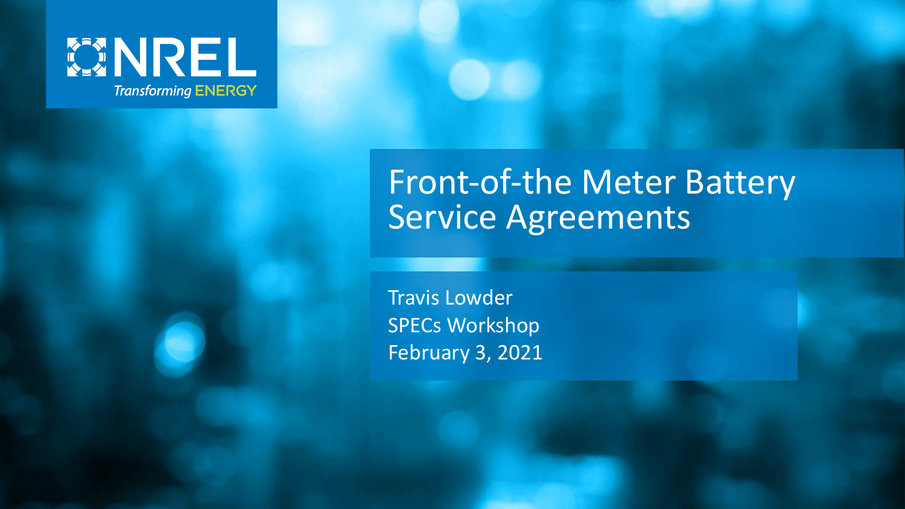NREL
*Transforming ENERGY*

# Front-of-the Meter Battery Service Agreements

Travis Lowder
SPECs Workshop
February 3, 2021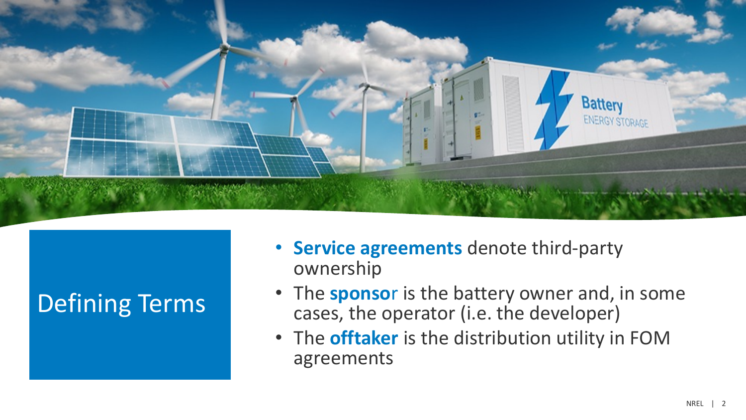# Defining Terms

- **Service agreements** denote third-party ownership
- The **sponsor** is the battery owner and, in some cases, the operator (i.e. the developer)
- The **offtaker** is the distribution utility in FOM agreements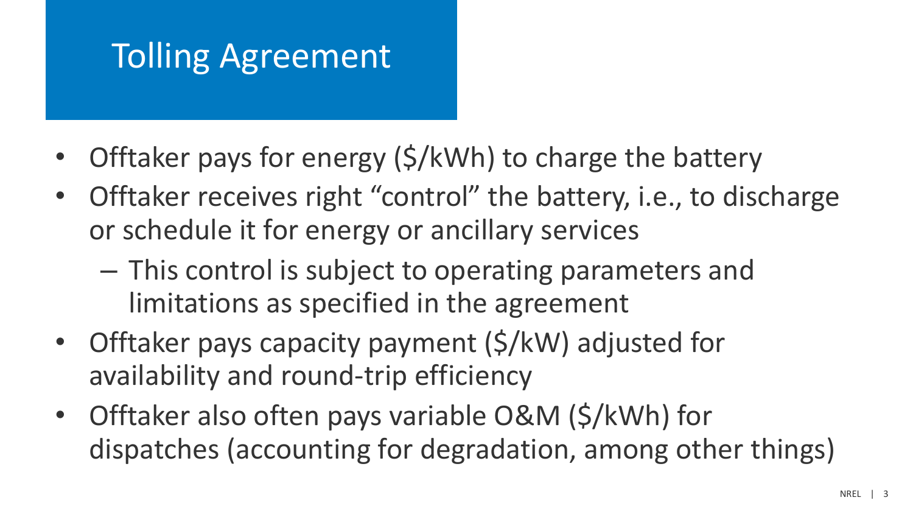# Tolling Agreement

- Offtaker pays for energy ($/kWh) to charge the battery
- Offtaker receives right "control" the battery, i.e., to discharge or schedule it for energy or ancillary services
  - This control is subject to operating parameters and limitations as specified in the agreement
- Offtaker pays capacity payment ($/kW) adjusted for availability and round-trip efficiency
- Offtaker also often pays variable O&M ($/kWh) for dispatches (accounting for degradation, among other things)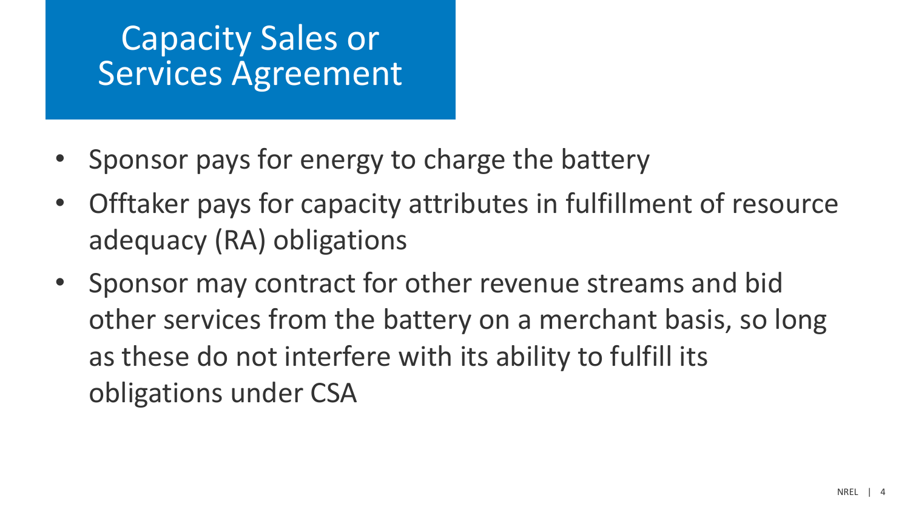# Capacity Sales or Services Agreement

- Sponsor pays for energy to charge the battery
- Offtaker pays for capacity attributes in fulfillment of resource adequacy (RA) obligations
- Sponsor may contract for other revenue streams and bid other services from the battery on a merchant basis, so long as these do not interfere with its ability to fulfill its obligations under CSA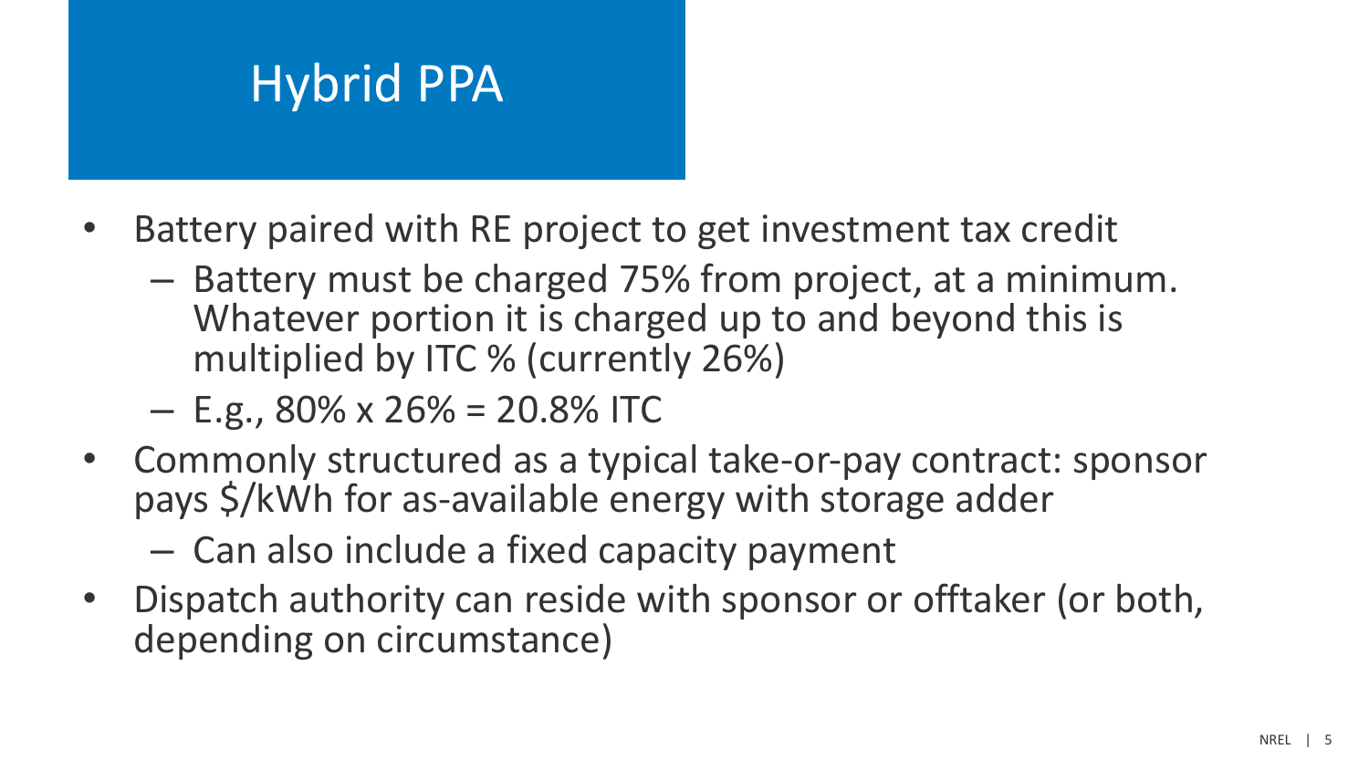# Hybrid PPA

- Battery paired with RE project to get investment tax credit
  - Battery must be charged 75% from project, at a minimum. Whatever portion it is charged up to and beyond this is multiplied by ITC % (currently 26%)
  - E.g., 80% x 26% = 20.8% ITC
- Commonly structured as a typical take-or-pay contract: sponsor pays $/kWh for as-available energy with storage adder
  - Can also include a fixed capacity payment
- Dispatch authority can reside with sponsor or offtaker (or both, depending on circumstance)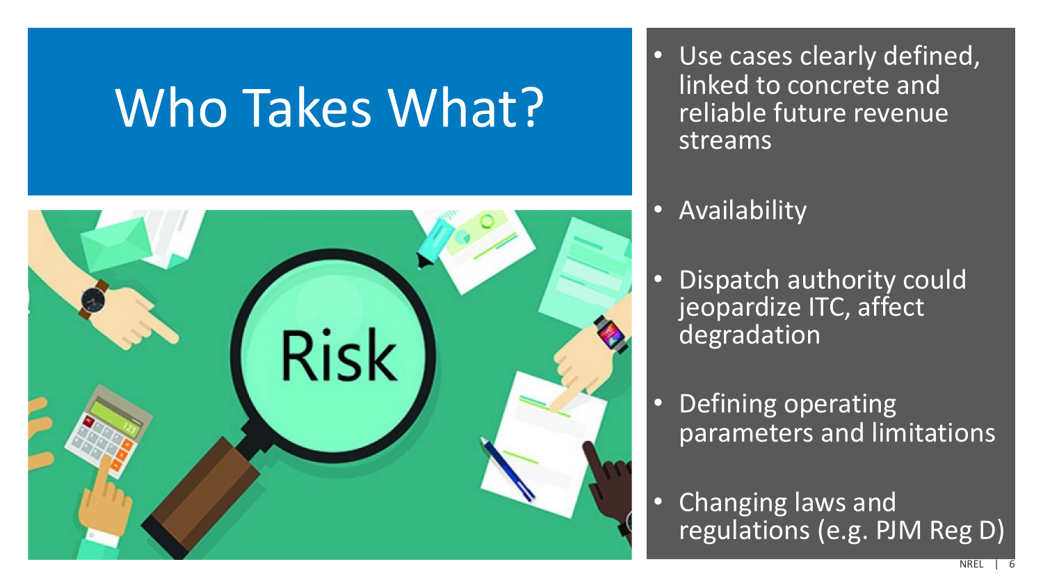# Who Takes What?

- Use cases clearly defined, linked to concrete and reliable future revenue streams
- Availability
- Dispatch authority could jeopardize ITC, affect degradation
- Defining operating parameters and limitations
- Changing laws and regulations (e.g. PJM Reg D)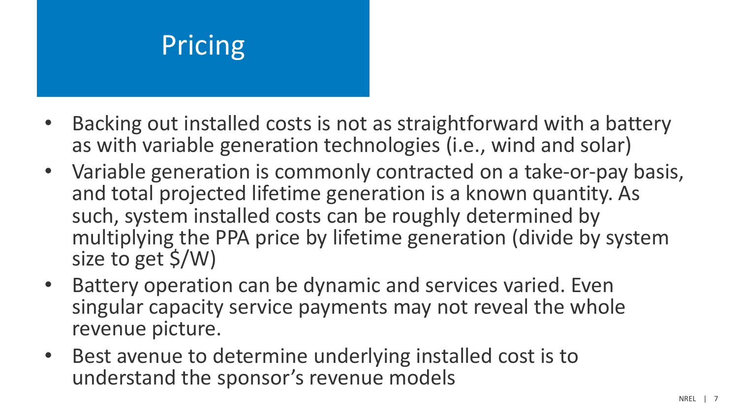# Pricing

- Backing out installed costs is not as straightforward with a battery as with variable generation technologies (i.e., wind and solar)
- Variable generation is commonly contracted on a take-or-pay basis, and total projected lifetime generation is a known quantity. As such, system installed costs can be roughly determined by multiplying the PPA price by lifetime generation (divide by system size to get $/W)
- Battery operation can be dynamic and services varied. Even singular capacity service payments may not reveal the whole revenue picture.
- Best avenue to determine underlying installed cost is to understand the sponsor's revenue models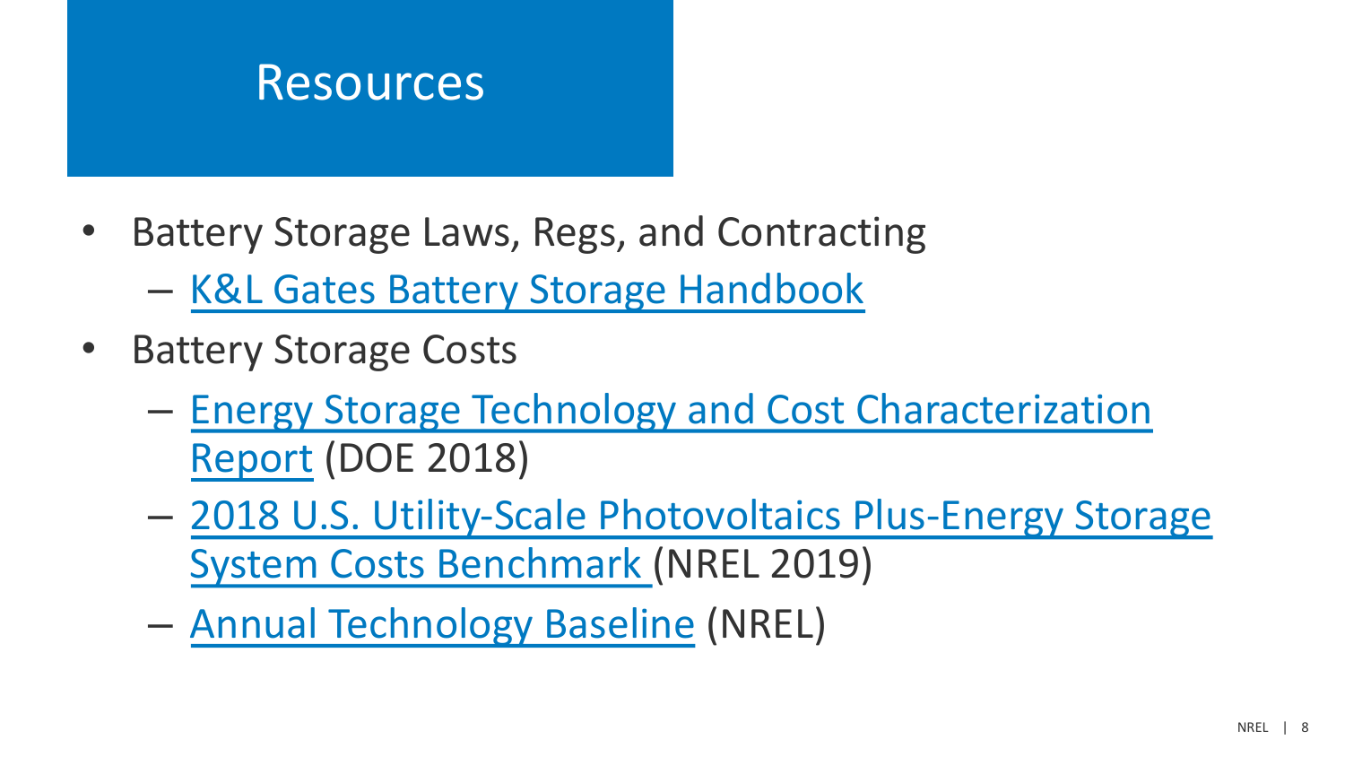# Resources

- Battery Storage Laws, Regs, and Contracting
  - K&L Gates Battery Storage Handbook
- Battery Storage Costs
  - Energy Storage Technology and Cost Characterization Report (DOE 2018)
  - 2018 U.S. Utility-Scale Photovoltaics Plus-Energy Storage System Costs Benchmark (NREL 2019)
  - Annual Technology Baseline (NREL)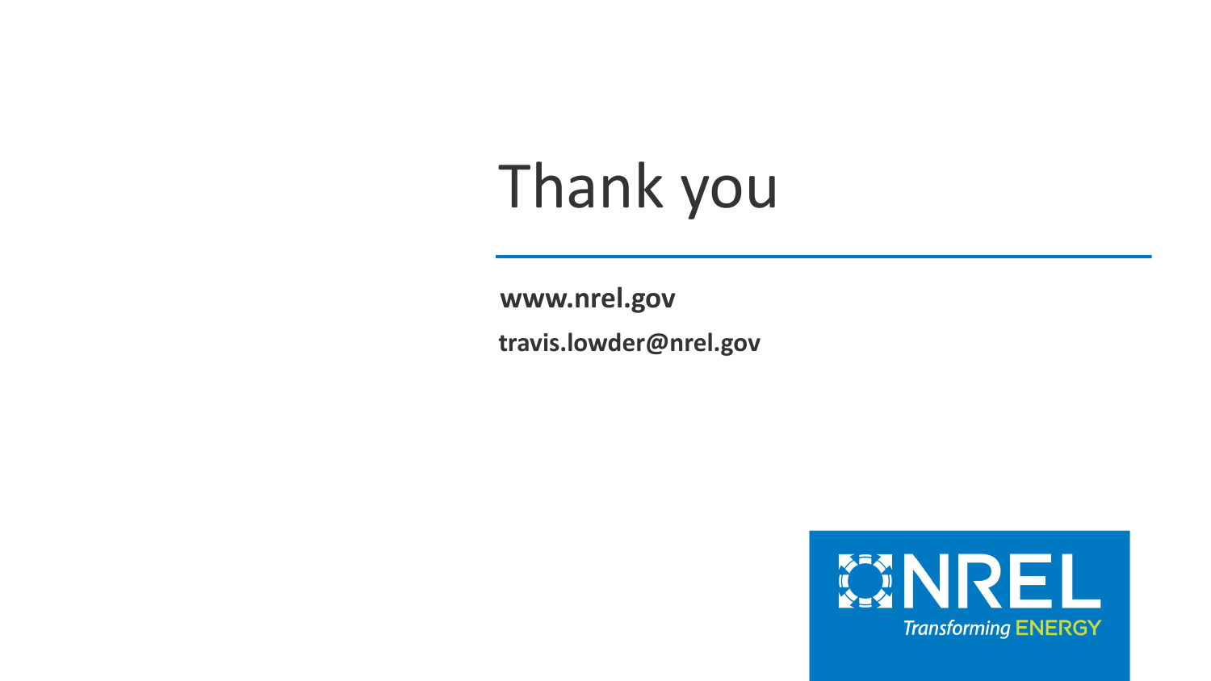# Thank you

**www.nrel.gov**

**travis.lowder@nrel.gov**

NREL
Transforming ENERGY